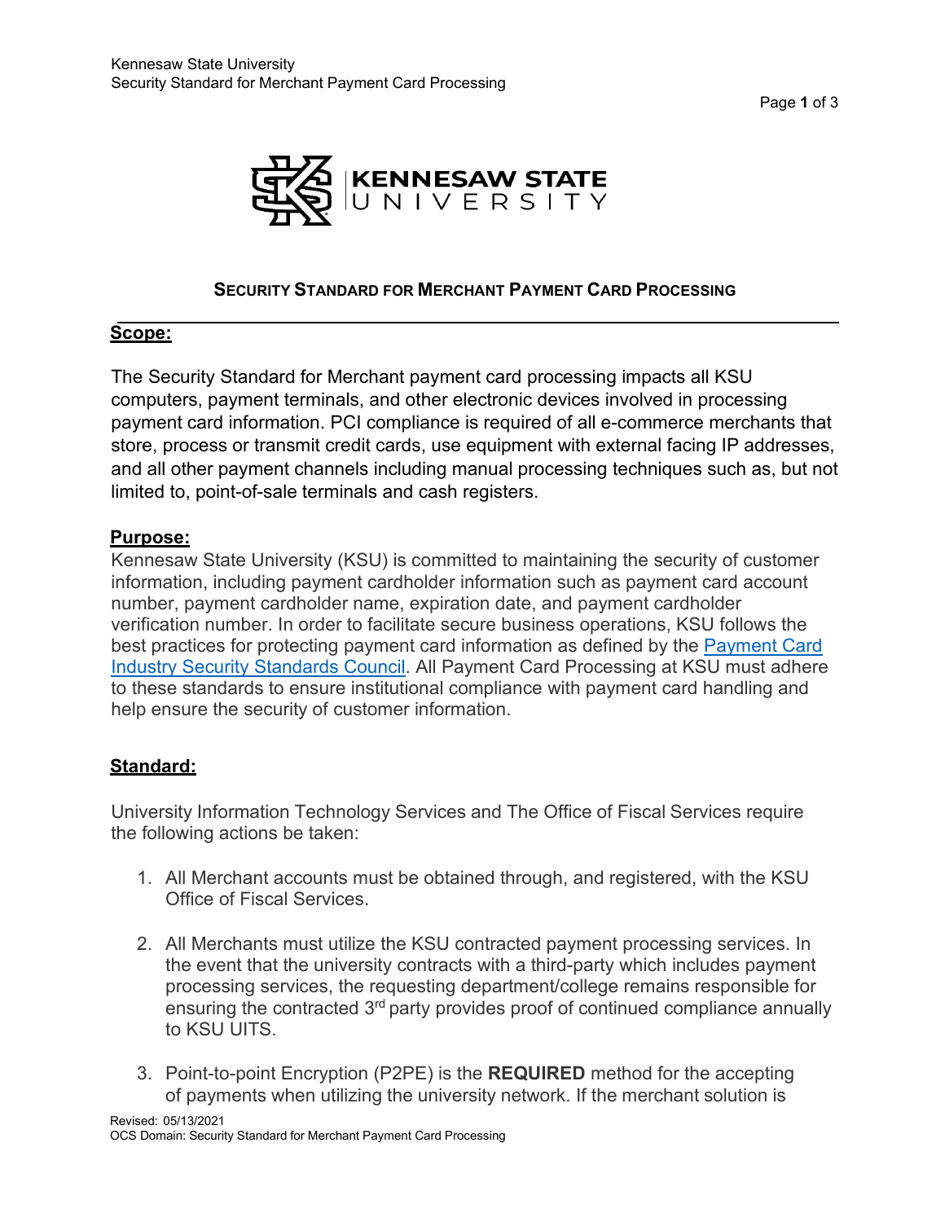# SECURITY STANDARD FOR MERCHANT PAYMENT CARD PROCESSING

## Scope:

The Security Standard for Merchant payment card processing impacts all KSU computers, payment terminals, and other electronic devices involved in processing payment card information. PCI compliance is required of all e-commerce merchants that store, process or transmit credit cards, use equipment with external facing IP addresses, and all other payment channels including manual processing techniques such as, but not limited to, point-of-sale terminals and cash registers.

## Purpose:

Kennesaw State University (KSU) is committed to maintaining the security of customer information, including payment cardholder information such as payment card account number, payment cardholder name, expiration date, and payment cardholder verification number. In order to facilitate secure business operations, KSU follows the best practices for protecting payment card information as defined by the Payment Card Industry Security Standards Council. All Payment Card Processing at KSU must adhere to these standards to ensure institutional compliance with payment card handling and help ensure the security of customer information.

## Standard:

University Information Technology Services and The Office of Fiscal Services require the following actions be taken:

1. All Merchant accounts must be obtained through, and registered, with the KSU Office of Fiscal Services.

2. All Merchants must utilize the KSU contracted payment processing services. In the event that the university contracts with a third-party which includes payment processing services, the requesting department/college remains responsible for ensuring the contracted 3rd party provides proof of continued compliance annually to KSU UITS.

3. Point-to-point Encryption (P2PE) is the **REQUIRED** method for the accepting of payments when utilizing the university network. If the merchant solution is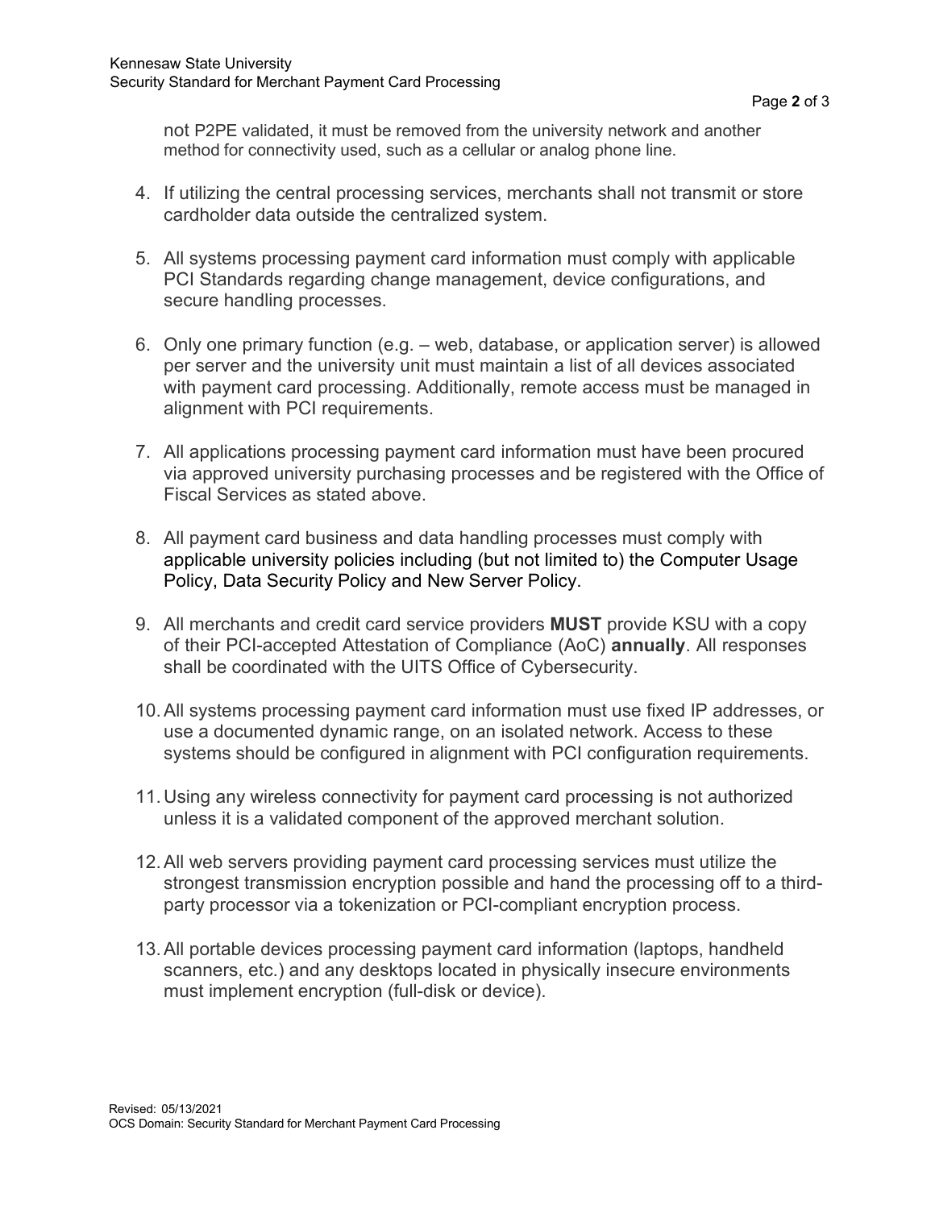not P2PE validated, it must be removed from the university network and another method for connectivity used, such as a cellular or analog phone line.

4. If utilizing the central processing services, merchants shall not transmit or store cardholder data outside the centralized system.

5. All systems processing payment card information must comply with applicable PCI Standards regarding change management, device configurations, and secure handling processes.

6. Only one primary function (e.g. – web, database, or application server) is allowed per server and the university unit must maintain a list of all devices associated with payment card processing. Additionally, remote access must be managed in alignment with PCI requirements.

7. All applications processing payment card information must have been procured via approved university purchasing processes and be registered with the Office of Fiscal Services as stated above.

8. All payment card business and data handling processes must comply with applicable university policies including (but not limited to) the Computer Usage Policy, Data Security Policy and New Server Policy.

9. All merchants and credit card service providers **MUST** provide KSU with a copy of their PCI-accepted Attestation of Compliance (AoC) **annually**. All responses shall be coordinated with the UITS Office of Cybersecurity.

10. All systems processing payment card information must use fixed IP addresses, or use a documented dynamic range, on an isolated network. Access to these systems should be configured in alignment with PCI configuration requirements.

11. Using any wireless connectivity for payment card processing is not authorized unless it is a validated component of the approved merchant solution.

12. All web servers providing payment card processing services must utilize the strongest transmission encryption possible and hand the processing off to a third-party processor via a tokenization or PCI-compliant encryption process.

13. All portable devices processing payment card information (laptops, handheld scanners, etc.) and any desktops located in physically insecure environments must implement encryption (full-disk or device).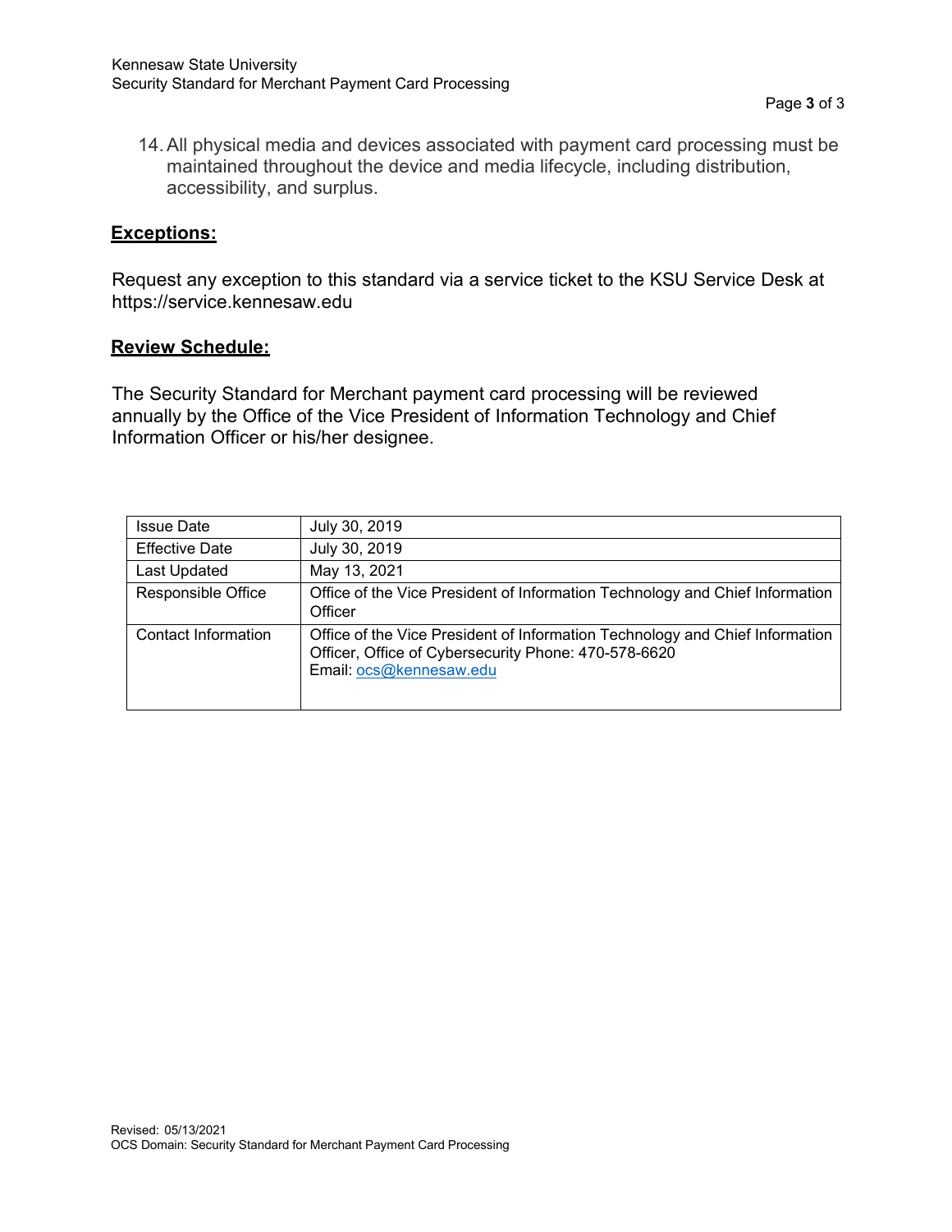14. All physical media and devices associated with payment card processing must be maintained throughout the device and media lifecycle, including distribution, accessibility, and surplus.

## Exceptions:

Request any exception to this standard via a service ticket to the KSU Service Desk at https://service.kennesaw.edu

## Review Schedule:

The Security Standard for Merchant payment card processing will be reviewed annually by the Office of the Vice President of Information Technology and Chief Information Officer or his/her designee.

| | |
|---|---|
| Issue Date | July 30, 2019 |
| Effective Date | July 30, 2019 |
| Last Updated | May 13, 2021 |
| Responsible Office | Office of the Vice President of Information Technology and Chief Information Officer |
| Contact Information | Office of the Vice President of Information Technology and Chief Information Officer, Office of Cybersecurity Phone: 470-578-6620 Email: ocs@kennesaw.edu |